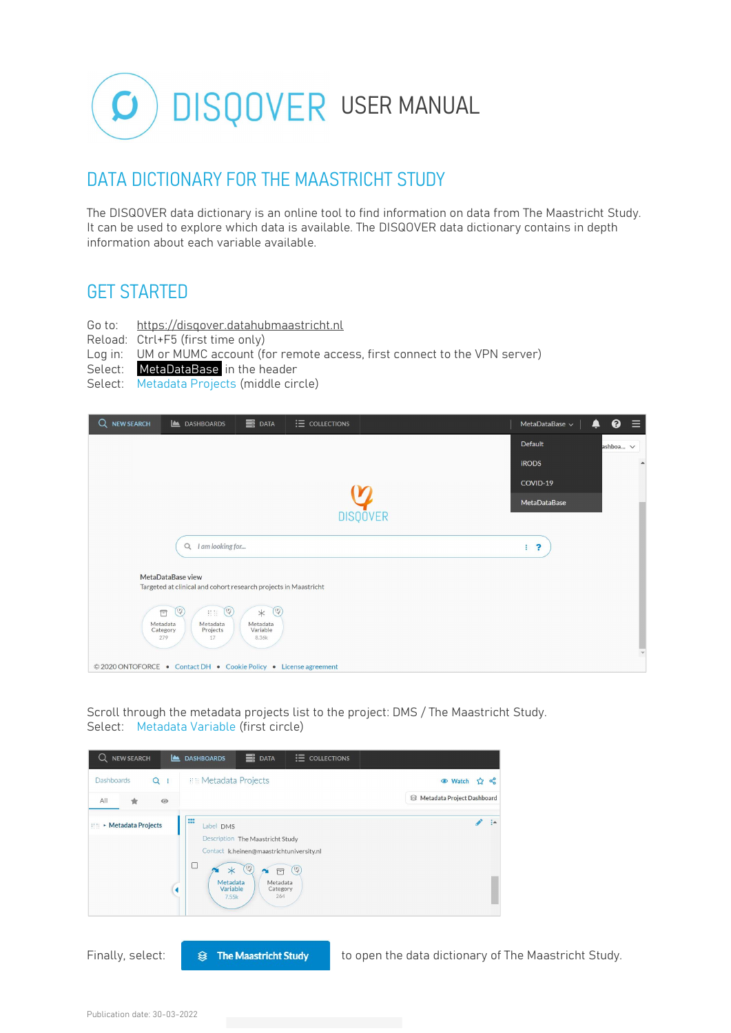# DISQOVER USER MANUAL

## DATA DICTIONARY FOR THE MAASTRICHT STUDY

The DISQOVER data dictionary is an online tool to find information on data from The Maastricht Study. It can be used to explore which data is available. The DISQOVER data dictionary contains in depth information about each variable available.

## GET STARTED

Go to: https://disqover.datahubmaastricht.nl
Reload: Ctrl+F5 (first time only)
Log in: UM or MUMC account (for remote access, first connect to the VPN server)
Select: **MetaDataBase** in the header
Select: Metadata Projects (middle circle)

Scroll through the metadata projects list to the project: DMS / The Maastricht Study.
Select: Metadata Variable (first circle)

Finally, select: **The Maastricht Study** to open the data dictionary of The Maastricht Study.

Publication date: 30-03-2022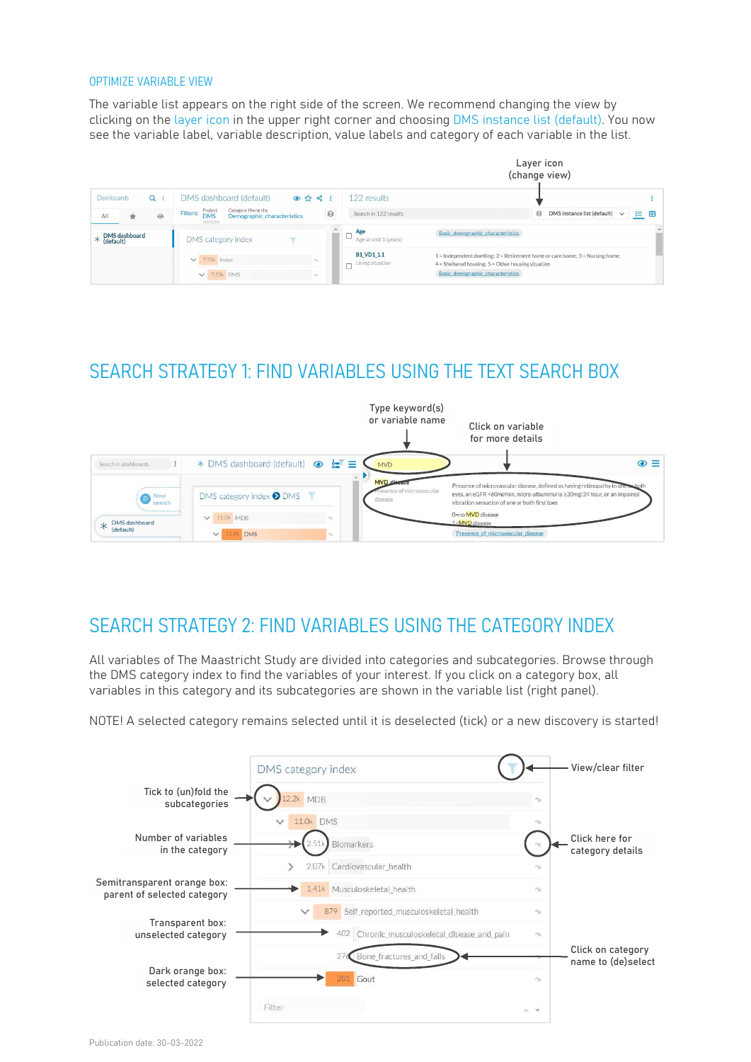## OPTIMIZE VARIABLE VIEW

The variable list appears on the right side of the screen. We recommend changing the view by clicking on the layer icon in the upper right corner and choosing DMS instance list (default). You now see the variable label, variable description, value labels and category of each variable in the list.

Layer icon (change view)

## SEARCH STRATEGY 1: FIND VARIABLES USING THE TEXT SEARCH BOX

Type keyword(s) or variable name

Click on variable for more details

## SEARCH STRATEGY 2: FIND VARIABLES USING THE CATEGORY INDEX

All variables of The Maastricht Study are divided into categories and subcategories. Browse through the DMS category index to find the variables of your interest. If you click on a category box, all variables in this category and its subcategories are shown in the variable list (right panel).

NOTE! A selected category remains selected until it is deselected (tick) or a new discovery is started!

Tick to (un)fold the subcategories

Number of variables in the category

Semitransparent orange box: parent of selected category

Transparent box: unselected category

Dark orange box: selected category

View/clear filter

Click here for category details

Click on category name to (de)select

Publication date: 30-03-2022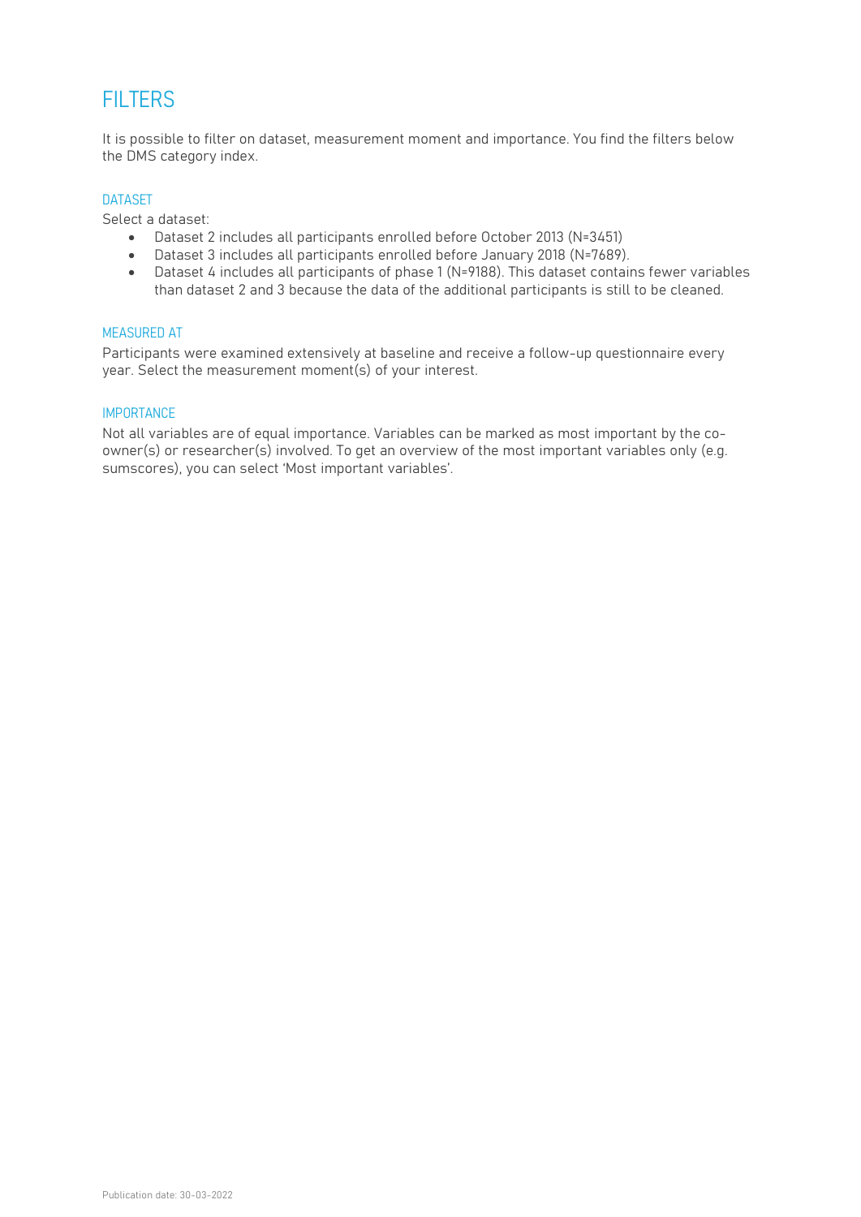# FILTERS

It is possible to filter on dataset, measurement moment and importance. You find the filters below the DMS category index.

## DATASET

Select a dataset:

- Dataset 2 includes all participants enrolled before October 2013 (N=3451)
- Dataset 3 includes all participants enrolled before January 2018 (N=7689).
- Dataset 4 includes all participants of phase 1 (N=9188). This dataset contains fewer variables than dataset 2 and 3 because the data of the additional participants is still to be cleaned.

## MEASURED AT

Participants were examined extensively at baseline and receive a follow-up questionnaire every year. Select the measurement moment(s) of your interest.

## IMPORTANCE

Not all variables are of equal importance. Variables can be marked as most important by the co-owner(s) or researcher(s) involved. To get an overview of the most important variables only (e.g. sumscores), you can select 'Most important variables'.

Publication date: 30-03-2022